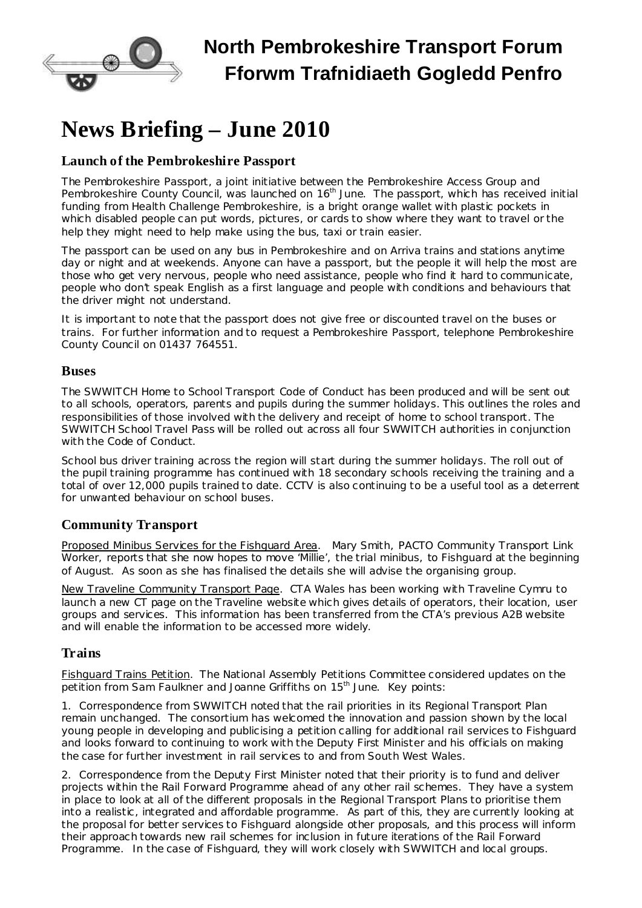# North Pembrokeshire Transport Forum
# Fforwm Trafnidiaeth Gogledd Penfro

# News Briefing – June 2010

## Launch of the Pembrokeshire Passport

The Pembrokeshire Passport, a joint initiative between the Pembrokeshire Access Group and Pembrokeshire County Council, was launched on 16th June. The passport, which has received initial funding from Health Challenge Pembrokeshire, is a bright orange wallet with plastic pockets in which disabled people can put words, pictures, or cards to show where they want to travel or the help they might need to help make using the bus, taxi or train easier.

The passport can be used on any bus in Pembrokeshire and on Arriva trains and stations anytime day or night and at weekends. Anyone can have a passport, but the people it will help the most are those who get very nervous, people who need assistance, people who find it hard to communicate, people who don't speak English as a first language and people with conditions and behaviours that the driver might not understand.

It is important to note that the passport does not give free or discounted travel on the buses or trains. For further information and to request a Pembrokeshire Passport, telephone Pembrokeshire County Council on 01437 764551.

## Buses

The SWWITCH Home to School Transport Code of Conduct has been produced and will be sent out to all schools, operators, parents and pupils during the summer holidays. This outlines the roles and responsibilities of those involved with the delivery and receipt of home to school transport. The SWWITCH School Travel Pass will be rolled out across all four SWWITCH authorities in conjunction with the Code of Conduct.

School bus driver training across the region will start during the summer holidays. The roll out of the pupil training programme has continued with 18 secondary schools receiving the training and a total of over 12,000 pupils trained to date. CCTV is also continuing to be a useful tool as a deterrent for unwanted behaviour on school buses.

## Community Transport

Proposed Minibus Services for the Fishguard Area. Mary Smith, PACTO Community Transport Link Worker, reports that she now hopes to move 'Millie', the trial minibus, to Fishguard at the beginning of August. As soon as she has finalised the details she will advise the organising group.

New Traveline Community Transport Page. CTA Wales has been working with Traveline Cymru to launch a new CT page on the Traveline website which gives details of operators, their location, user groups and services. This information has been transferred from the CTA's previous A2B website and will enable the information to be accessed more widely.

## Trains

Fishguard Trains Petition. The National Assembly Petitions Committee considered updates on the petition from Sam Faulkner and Joanne Griffiths on 15th June. Key points:

1. Correspondence from SWWITCH noted that the rail priorities in its Regional Transport Plan remain unchanged. The consortium has welcomed the innovation and passion shown by the local young people in developing and publicising a petition calling for additional rail services to Fishguard and looks forward to continuing to work with the Deputy First Minister and his officials on making the case for further investment in rail services to and from South West Wales.

2. Correspondence from the Deputy First Minister noted that their priority is to fund and deliver projects within the Rail Forward Programme ahead of any other rail schemes. They have a system in place to look at all of the different proposals in the Regional Transport Plans to prioritise them into a realistic, integrated and affordable programme. As part of this, they are currently looking at the proposal for better services to Fishguard alongside other proposals, and this process will inform their approach towards new rail schemes for inclusion in future iterations of the Rail Forward Programme. In the case of Fishguard, they will work closely with SWWITCH and local groups.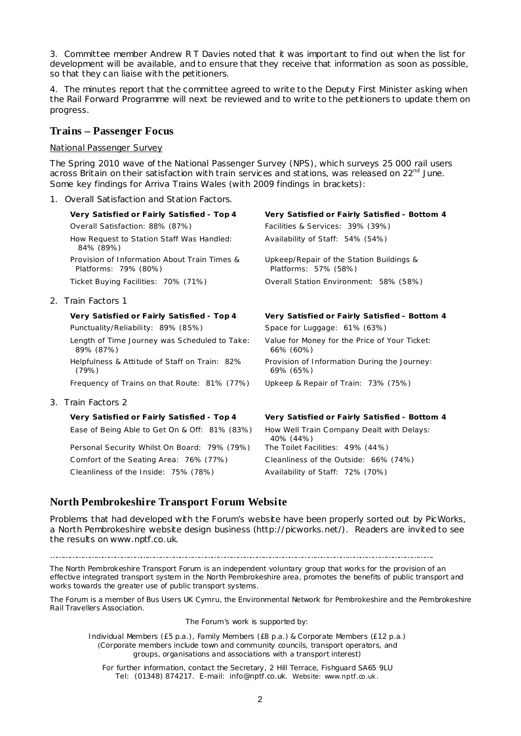3. Committee member Andrew R T Davies noted that it was important to find out when the list for development will be available, and to ensure that they receive that information as soon as possible, so that they can liaise with the petitioners.

4. The minutes report that the committee agreed to write to the Deputy First Minister asking when the Rail Forward Programme will next be reviewed and to write to the petitioners to update them on progress.

## Trains – Passenger Focus

National Passenger Survey

The Spring 2010 wave of the National Passenger Survey (NPS), which surveys 25 000 rail users across Britain on their satisfaction with train services and stations, was released on 22nd June. Some key findings for Arriva Trains Wales (with 2009 findings in brackets):

1. Overall Satisfaction and Station Factors.

| **Very Satisfied or Fairly Satisfied - Top 4** | **Very Satisfied or Fairly Satisfied - Bottom 4** |
|---|---|
| Overall Satisfaction: 88% (87%) | Facilities & Services: 39% (39%) |
| How Request to Station Staff Was Handled: 84% (89%) | Availability of Staff: 54% (54%) |
| Provision of Information About Train Times & Platforms: 79% (80%) | Upkeep/Repair of the Station Buildings & Platforms: 57% (58%) |
| Ticket Buying Facilities: 70% (71%) | Overall Station Environment: 58% (58%) |

2. Train Factors 1

| **Very Satisfied or Fairly Satisfied - Top 4** | **Very Satisfied or Fairly Satisfied - Bottom 4** |
|---|---|
| Punctuality/Reliability: 89% (85%) | Space for Luggage: 61% (63%) |
| Length of Time Journey was Scheduled to Take: 89% (87%) | Value for Money for the Price of Your Ticket: 66% (60%) |
| Helpfulness & Attitude of Staff on Train: 82% (79%) | Provision of Information During the Journey: 69% (65%) |
| Frequency of Trains on that Route: 81% (77%) | Upkeep & Repair of Train: 73% (75%) |

3. Train Factors 2

| **Very Satisfied or Fairly Satisfied - Top 4** | **Very Satisfied or Fairly Satisfied - Bottom 4** |
|---|---|
| Ease of Being Able to Get On & Off: 81% (83%) | How Well Train Company Dealt with Delays: 40% (44%) |
| Personal Security Whilst On Board: 79% (79%) | The Toilet Facilities: 49% (44%) |
| Comfort of the Seating Area: 76% (77%) | Cleanliness of the Outside: 66% (74%) |
| Cleanliness of the Inside: 75% (78%) | Availability of Staff: 72% (70%) |

## North Pembrokeshire Transport Forum Website

Problems that had developed with the Forum's website have been properly sorted out by PicWorks, a North Pembrokeshire website design business (http://picworks.net/). Readers are invited to see the results on www.nptf.co.uk.

---

*The North Pembrokeshire Transport Forum is an independent voluntary group that works for the provision of an effective integrated transport system in the North Pembrokeshire area, promotes the benefits of public transport and works towards the greater use of public transport systems.*

*The Forum is a member of Bus Users UK Cymru, the Environmental Network for Pembrokeshire and the Pembrokeshire Rail Travellers Association.*

*The Forum's work is supported by:*

*Individual Members (£5 p.a.), Family Members (£8 p.a.) & Corporate Members (£12 p.a.)*
*(Corporate members include town and community councils, transport operators, and groups, organisations and associations with a transport interest)*

*For further information, contact the Secretary, 2 Hill Terrace, Fishguard SA65 9LU*
*Tel: (01348) 874217. E-mail: info@nptf.co.uk. Website: www.nptf.co.uk.*